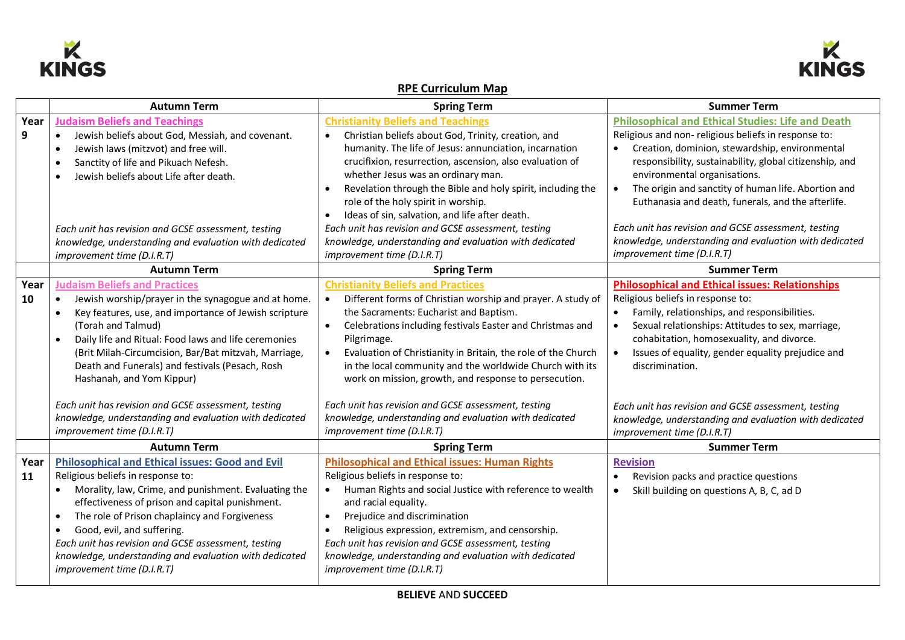KINGS

## RPE Curriculum Map

| | Autumn Term | Spring Term | Summer Term |
|---|---|---|---|
| **Year 9** | **Judaism Beliefs and Teachings**<br>• Jewish beliefs about God, Messiah, and covenant.<br>• Jewish laws (mitzvot) and free will.<br>• Sanctity of life and Pikuach Nefesh.<br>• Jewish beliefs about Life after death.<br><br>*Each unit has revision and GCSE assessment, testing knowledge, understanding and evaluation with dedicated improvement time (D.I.R.T)* | **Christianity Beliefs and Teachings**<br>• Christian beliefs about God, Trinity, creation, and humanity. The life of Jesus: annunciation, incarnation crucifixion, resurrection, ascension, also evaluation of whether Jesus was an ordinary man.<br>• Revelation through the Bible and holy spirit, including the role of the holy spirit in worship.<br>• Ideas of sin, salvation, and life after death.<br>*Each unit has revision and GCSE assessment, testing knowledge, understanding and evaluation with dedicated improvement time (D.I.R.T)* | **Philosophical and Ethical Studies: Life and Death**<br>Religious and non- religious beliefs in response to:<br>• Creation, dominion, stewardship, environmental responsibility, sustainability, global citizenship, and environmental organisations.<br>• The origin and sanctity of human life. Abortion and Euthanasia and death, funerals, and the afterlife.<br><br>*Each unit has revision and GCSE assessment, testing knowledge, understanding and evaluation with dedicated improvement time (D.I.R.T)* |
| | **Autumn Term** | **Spring Term** | **Summer Term** |
| **Year 10** | **Judaism Beliefs and Practices**<br>• Jewish worship/prayer in the synagogue and at home.<br>• Key features, use, and importance of Jewish scripture (Torah and Talmud)<br>• Daily life and Ritual: Food laws and life ceremonies (Brit Milah-Circumcision, Bar/Bat mitzvah, Marriage, Death and Funerals) and festivals (Pesach, Rosh Hashanah, and Yom Kippur)<br><br>*Each unit has revision and GCSE assessment, testing knowledge, understanding and evaluation with dedicated improvement time (D.I.R.T)* | **Christianity Beliefs and Practices**<br>• Different forms of Christian worship and prayer. A study of the Sacraments: Eucharist and Baptism.<br>• Celebrations including festivals Easter and Christmas and Pilgrimage.<br>• Evaluation of Christianity in Britain, the role of the Church in the local community and the worldwide Church with its work on mission, growth, and response to persecution.<br><br>*Each unit has revision and GCSE assessment, testing knowledge, understanding and evaluation with dedicated improvement time (D.I.R.T)* | **Philosophical and Ethical issues: Relationships**<br>Religious beliefs in response to:<br>• Family, relationships, and responsibilities.<br>• Sexual relationships: Attitudes to sex, marriage, cohabitation, homosexuality, and divorce.<br>• Issues of equality, gender equality prejudice and discrimination.<br><br>*Each unit has revision and GCSE assessment, testing knowledge, understanding and evaluation with dedicated improvement time (D.I.R.T)* |
| | **Autumn Term** | **Spring Term** | **Summer Term** |
| **Year 11** | **Philosophical and Ethical issues: Good and Evil**<br>Religious beliefs in response to:<br>• Morality, law, Crime, and punishment. Evaluating the effectiveness of prison and capital punishment.<br>• The role of Prison chaplaincy and Forgiveness<br>• Good, evil, and suffering.<br>*Each unit has revision and GCSE assessment, testing knowledge, understanding and evaluation with dedicated improvement time (D.I.R.T)* | **Philosophical and Ethical issues: Human Rights**<br>Religious beliefs in response to:<br>• Human Rights and social Justice with reference to wealth and racial equality.<br>• Prejudice and discrimination<br>• Religious expression, extremism, and censorship.<br>*Each unit has revision and GCSE assessment, testing knowledge, understanding and evaluation with dedicated improvement time (D.I.R.T)* | **Revision**<br>• Revision packs and practice questions<br>• Skill building on questions A, B, C, ad D |

**BELIEVE** AND **SUCCEED**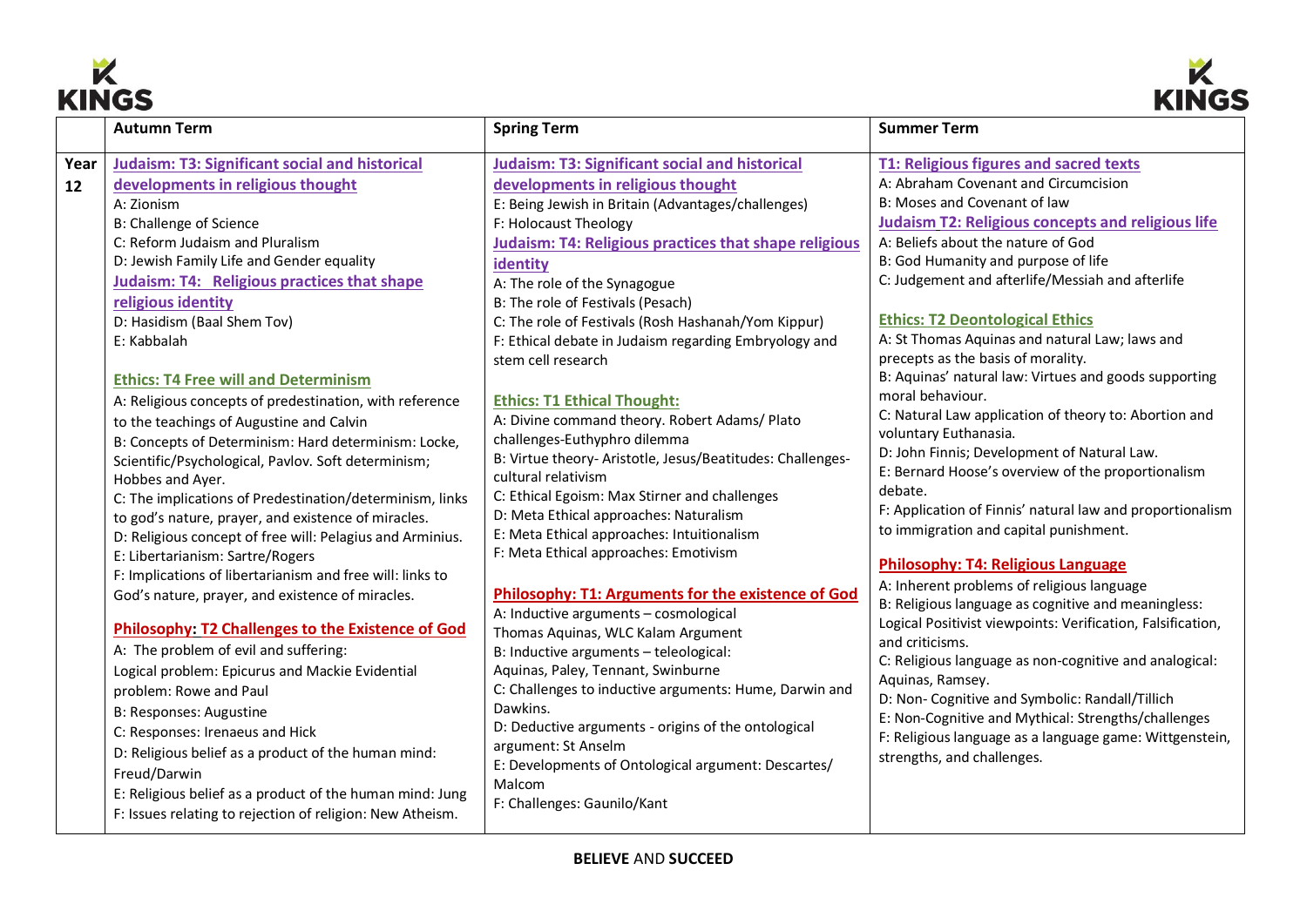| | Autumn Term | Spring Term | Summer Term |
|---|---|---|---|
| Year 12 | **Judaism: T3: Significant social and historical developments in religious thought**<br>A: Zionism<br>B: Challenge of Science<br>C: Reform Judaism and Pluralism<br>D: Jewish Family Life and Gender equality<br>**Judaism: T4: Religious practices that shape religious identity**<br>D: Hasidism (Baal Shem Tov)<br>E: Kabbalah<br><br>**Ethics: T4 Free will and Determinism**<br>A: Religious concepts of predestination, with reference to the teachings of Augustine and Calvin<br>B: Concepts of Determinism: Hard determinism: Locke, Scientific/Psychological, Pavlov. Soft determinism; Hobbes and Ayer.<br>C: The implications of Predestination/determinism, links to god's nature, prayer, and existence of miracles.<br>D: Religious concept of free will: Pelagius and Arminius.<br>E: Libertarianism: Sartre/Rogers<br>F: Implications of libertarianism and free will: links to God's nature, prayer, and existence of miracles.<br><br>**Philosophy: T2 Challenges to the Existence of God**<br>A: The problem of evil and suffering:<br>Logical problem: Epicurus and Mackie Evidential problem: Rowe and Paul<br>B: Responses: Augustine<br>C: Responses: Irenaeus and Hick<br>D: Religious belief as a product of the human mind: Freud/Darwin<br>E: Religious belief as a product of the human mind: Jung<br>F: Issues relating to rejection of religion: New Atheism. | **Judaism: T3: Significant social and historical developments in religious thought**<br>E: Being Jewish in Britain (Advantages/challenges)<br>F: Holocaust Theology<br>**Judaism: T4: Religious practices that shape religious identity**<br>A: The role of the Synagogue<br>B: The role of Festivals (Pesach)<br>C: The role of Festivals (Rosh Hashanah/Yom Kippur)<br>F: Ethical debate in Judaism regarding Embryology and stem cell research<br><br>**Ethics: T1 Ethical Thought:**<br>A: Divine command theory. Robert Adams/ Plato challenges-Euthyphro dilemma<br>B: Virtue theory- Aristotle, Jesus/Beatitudes: Challenges-cultural relativism<br>C: Ethical Egoism: Max Stirner and challenges<br>D: Meta Ethical approaches: Naturalism<br>E: Meta Ethical approaches: Intuitionalism<br>F: Meta Ethical approaches: Emotivism<br><br>**Philosophy: T1: Arguments for the existence of God**<br>A: Inductive arguments – cosmological<br>Thomas Aquinas, WLC Kalam Argument<br>B: Inductive arguments – teleological:<br>Aquinas, Paley, Tennant, Swinburne<br>C: Challenges to inductive arguments: Hume, Darwin and Dawkins.<br>D: Deductive arguments - origins of the ontological argument: St Anselm<br>E: Developments of Ontological argument: Descartes/ Malcom<br>F: Challenges: Gaunilo/Kant | **T1: Religious figures and sacred texts**<br>A: Abraham Covenant and Circumcision<br>B: Moses and Covenant of law<br>**Judaism T2: Religious concepts and religious life**<br>A: Beliefs about the nature of God<br>B: God Humanity and purpose of life<br>C: Judgement and afterlife/Messiah and afterlife<br><br>**Ethics: T2 Deontological Ethics**<br>A: St Thomas Aquinas and natural Law; laws and precepts as the basis of morality.<br>B: Aquinas' natural law: Virtues and goods supporting moral behaviour.<br>C: Natural Law application of theory to: Abortion and voluntary Euthanasia.<br>D: John Finnis; Development of Natural Law.<br>E: Bernard Hoose's overview of the proportionalism debate.<br>F: Application of Finnis' natural law and proportionalism to immigration and capital punishment.<br><br>**Philosophy: T4: Religious Language**<br>A: Inherent problems of religious language<br>B: Religious language as cognitive and meaningless: Logical Positivist viewpoints: Verification, Falsification, and criticisms.<br>C: Religious language as non-cognitive and analogical: Aquinas, Ramsey.<br>D: Non- Cognitive and Symbolic: Randall/Tillich<br>E: Non-Cognitive and Mythical: Strengths/challenges<br>F: Religious language as a language game: Wittgenstein, strengths, and challenges. |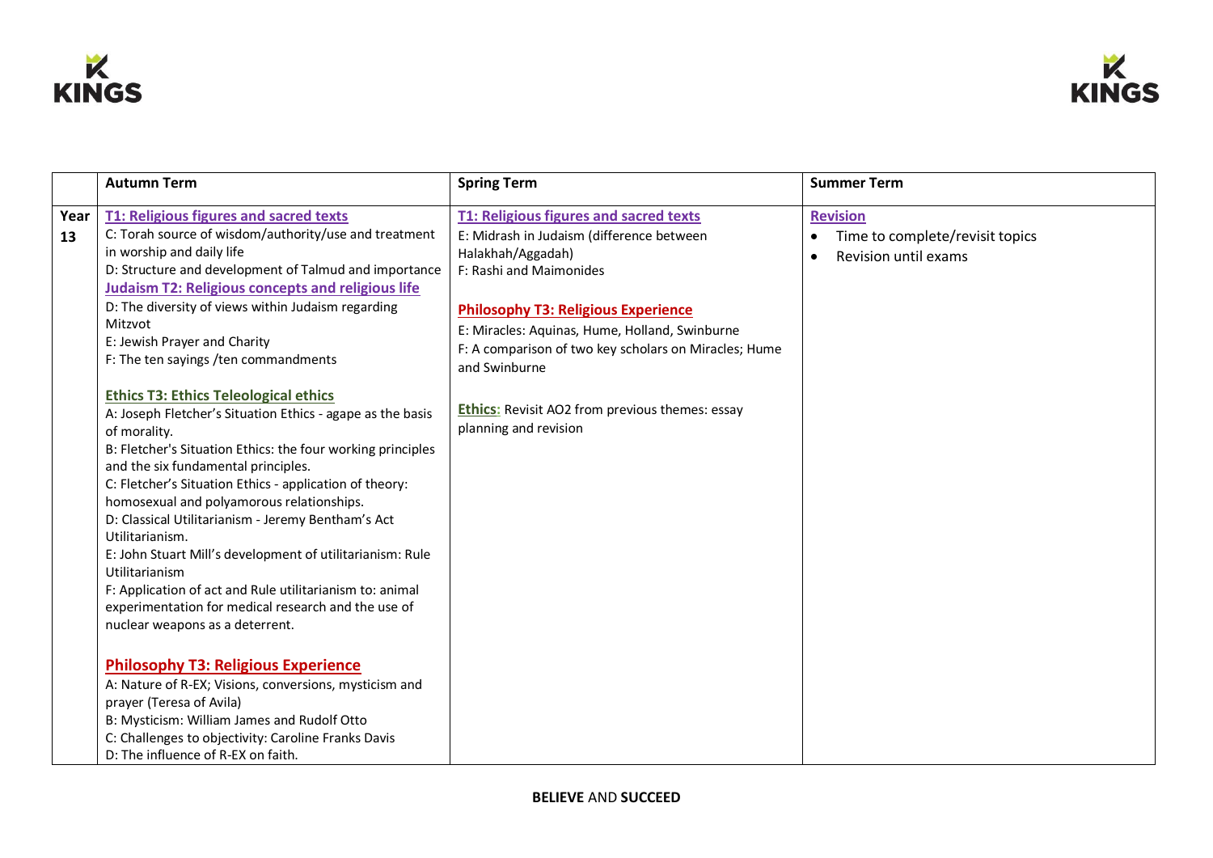| | Autumn Term | Spring Term | Summer Term |
|---|---|---|---|
| **Year 13** | **T1: Religious figures and sacred texts**<br>C: Torah source of wisdom/authority/use and treatment in worship and daily life<br>D: Structure and development of Talmud and importance<br>**Judaism T2: Religious concepts and religious life**<br>D: The diversity of views within Judaism regarding Mitzvot<br>E: Jewish Prayer and Charity<br>F: The ten sayings /ten commandments<br><br>**Ethics T3: Ethics Teleological ethics**<br>A: Joseph Fletcher's Situation Ethics - agape as the basis of morality.<br>B: Fletcher's Situation Ethics: the four working principles and the six fundamental principles.<br>C: Fletcher's Situation Ethics - application of theory: homosexual and polyamorous relationships.<br>D: Classical Utilitarianism - Jeremy Bentham's Act Utilitarianism.<br>E: John Stuart Mill's development of utilitarianism: Rule Utilitarianism<br>F: Application of act and Rule utilitarianism to: animal experimentation for medical research and the use of nuclear weapons as a deterrent.<br><br>**Philosophy T3: Religious Experience**<br>A: Nature of R-EX; Visions, conversions, mysticism and prayer (Teresa of Avila)<br>B: Mysticism: William James and Rudolf Otto<br>C: Challenges to objectivity: Caroline Franks Davis<br>D: The influence of R-EX on faith. | **T1: Religious figures and sacred texts**<br>E: Midrash in Judaism (difference between Halakhah/Aggadah)<br>F: Rashi and Maimonides<br><br>**Philosophy T3: Religious Experience**<br>E: Miracles: Aquinas, Hume, Holland, Swinburne<br>F: A comparison of two key scholars on Miracles; Hume and Swinburne<br><br>**Ethics:** Revisit AO2 from previous themes: essay planning and revision | **Revision**<br>• Time to complete/revisit topics<br>• Revision until exams |

**BELIEVE** AND **SUCCEED**